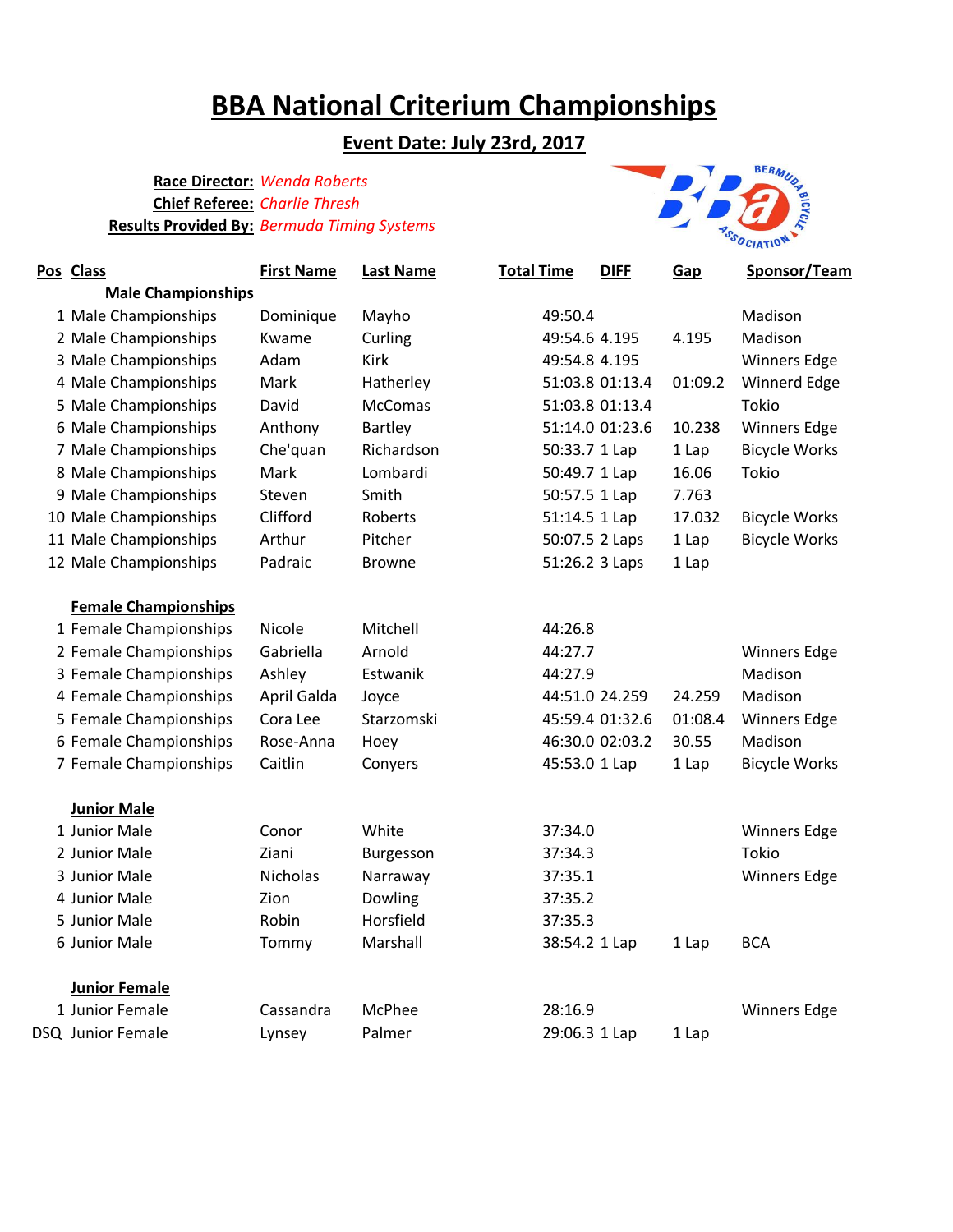# BBA National Criterium Championships

## Event Date: July 23rd, 2017

**Race Director:** *Wenda Roberts*
**Chief Referee:** *Charlie Thresh*
**Results Provided By:** *Bermuda Timing Systems*

| Pos | Class | First Name | Last Name | Total Time | DIFF | Gap | Sponsor/Team |
|---|---|---|---|---|---|---|---|
| | **Male Championships** | | | | | | |
| 1 | Male Championships | Dominique | Mayho | 49:50.4 | | | Madison |
| 2 | Male Championships | Kwame | Curling | 49:54.6 | 4.195 | 4.195 | Madison |
| 3 | Male Championships | Adam | Kirk | 49:54.8 | 4.195 | | Winners Edge |
| 4 | Male Championships | Mark | Hatherley | 51:03.8 | 01:13.4 | 01:09.2 | Winnerd Edge |
| 5 | Male Championships | David | McComas | 51:03.8 | 01:13.4 | | Tokio |
| 6 | Male Championships | Anthony | Bartley | 51:14.0 | 01:23.6 | 10.238 | Winners Edge |
| 7 | Male Championships | Che'quan | Richardson | 50:33.7 | 1 Lap | 1 Lap | Bicycle Works |
| 8 | Male Championships | Mark | Lombardi | 50:49.7 | 1 Lap | 16.06 | Tokio |
| 9 | Male Championships | Steven | Smith | 50:57.5 | 1 Lap | 7.763 | |
| 10 | Male Championships | Clifford | Roberts | 51:14.5 | 1 Lap | 17.032 | Bicycle Works |
| 11 | Male Championships | Arthur | Pitcher | 50:07.5 | 2 Laps | 1 Lap | Bicycle Works |
| 12 | Male Championships | Padraic | Browne | 51:26.2 | 3 Laps | 1 Lap | |
| | **Female Championships** | | | | | | |
| 1 | Female Championships | Nicole | Mitchell | 44:26.8 | | | |
| 2 | Female Championships | Gabriella | Arnold | 44:27.7 | | | Winners Edge |
| 3 | Female Championships | Ashley | Estwanik | 44:27.9 | | | Madison |
| 4 | Female Championships | April Galda | Joyce | 44:51.0 | 24.259 | 24.259 | Madison |
| 5 | Female Championships | Cora Lee | Starzomski | 45:59.4 | 01:32.6 | 01:08.4 | Winners Edge |
| 6 | Female Championships | Rose-Anna | Hoey | 46:30.0 | 02:03.2 | 30.55 | Madison |
| 7 | Female Championships | Caitlin | Conyers | 45:53.0 | 1 Lap | 1 Lap | Bicycle Works |
| | **Junior Male** | | | | | | |
| 1 | Junior Male | Conor | White | 37:34.0 | | | Winners Edge |
| 2 | Junior Male | Ziani | Burgesson | 37:34.3 | | | Tokio |
| 3 | Junior Male | Nicholas | Narraway | 37:35.1 | | | Winners Edge |
| 4 | Junior Male | Zion | Dowling | 37:35.2 | | | |
| 5 | Junior Male | Robin | Horsfield | 37:35.3 | | | |
| 6 | Junior Male | Tommy | Marshall | 38:54.2 | 1 Lap | 1 Lap | BCA |
| | **Junior Female** | | | | | | |
| 1 | Junior Female | Cassandra | McPhee | 28:16.9 | | | Winners Edge |
| DSQ | Junior Female | Lynsey | Palmer | 29:06.3 | 1 Lap | 1 Lap | |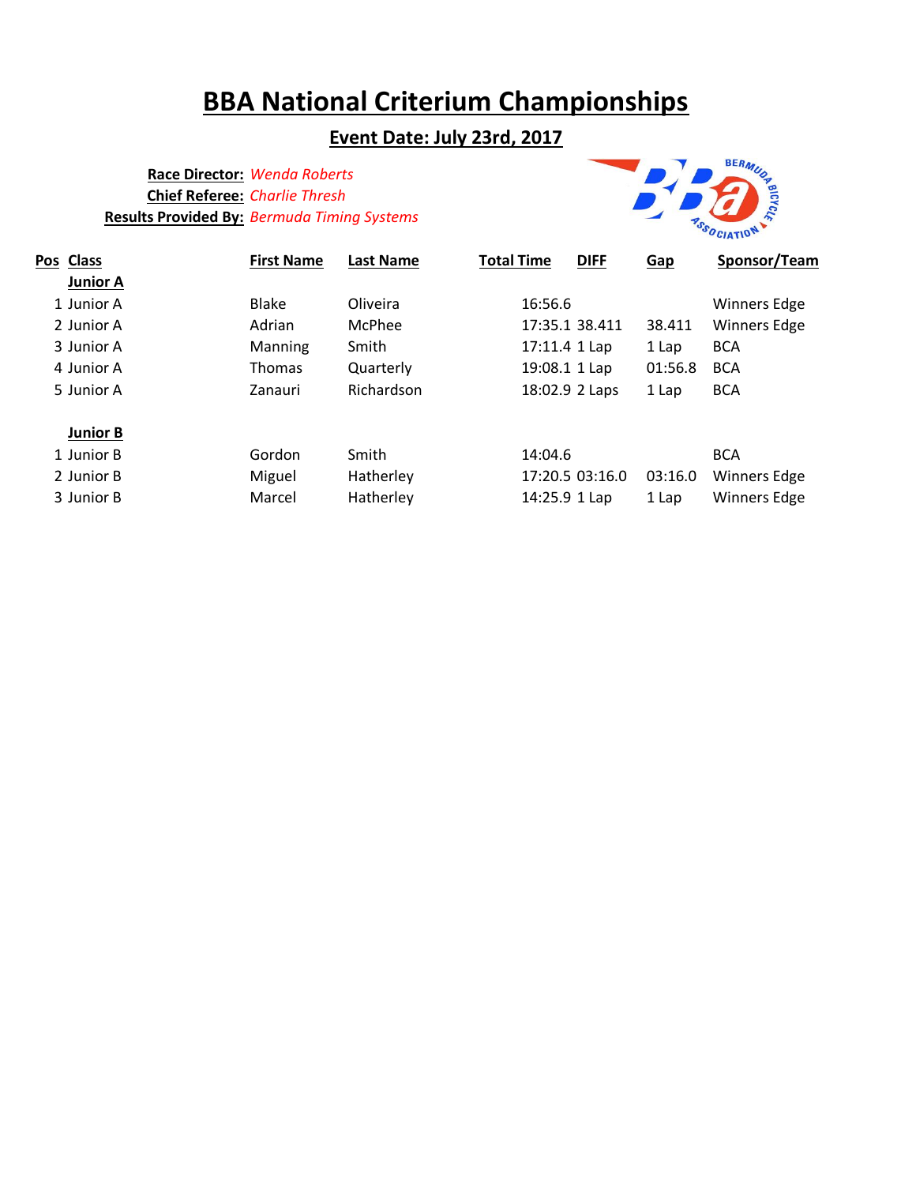# BBA National Criterium Championships

## Event Date: July 23rd, 2017

**Race Director:** *Wenda Roberts*
**Chief Referee:** *Charlie Thresh*
**Results Provided By:** *Bermuda Timing Systems*

| Pos | Class | First Name | Last Name | Total Time | DIFF | Gap | Sponsor/Team |
|---|---|---|---|---|---|---|---|
| | **Junior A** | | | | | | |
| 1 | Junior A | Blake | Oliveira | 16:56.6 | | | Winners Edge |
| 2 | Junior A | Adrian | McPhee | 17:35.1 | 38.411 | 38.411 | Winners Edge |
| 3 | Junior A | Manning | Smith | 17:11.4 | 1 Lap | 1 Lap | BCA |
| 4 | Junior A | Thomas | Quarterly | 19:08.1 | 1 Lap | 01:56.8 | BCA |
| 5 | Junior A | Zanauri | Richardson | 18:02.9 | 2 Laps | 1 Lap | BCA |
| | **Junior B** | | | | | | |
| 1 | Junior B | Gordon | Smith | 14:04.6 | | | BCA |
| 2 | Junior B | Miguel | Hatherley | 17:20.5 | 03:16.0 | 03:16.0 | Winners Edge |
| 3 | Junior B | Marcel | Hatherley | 14:25.9 | 1 Lap | 1 Lap | Winners Edge |